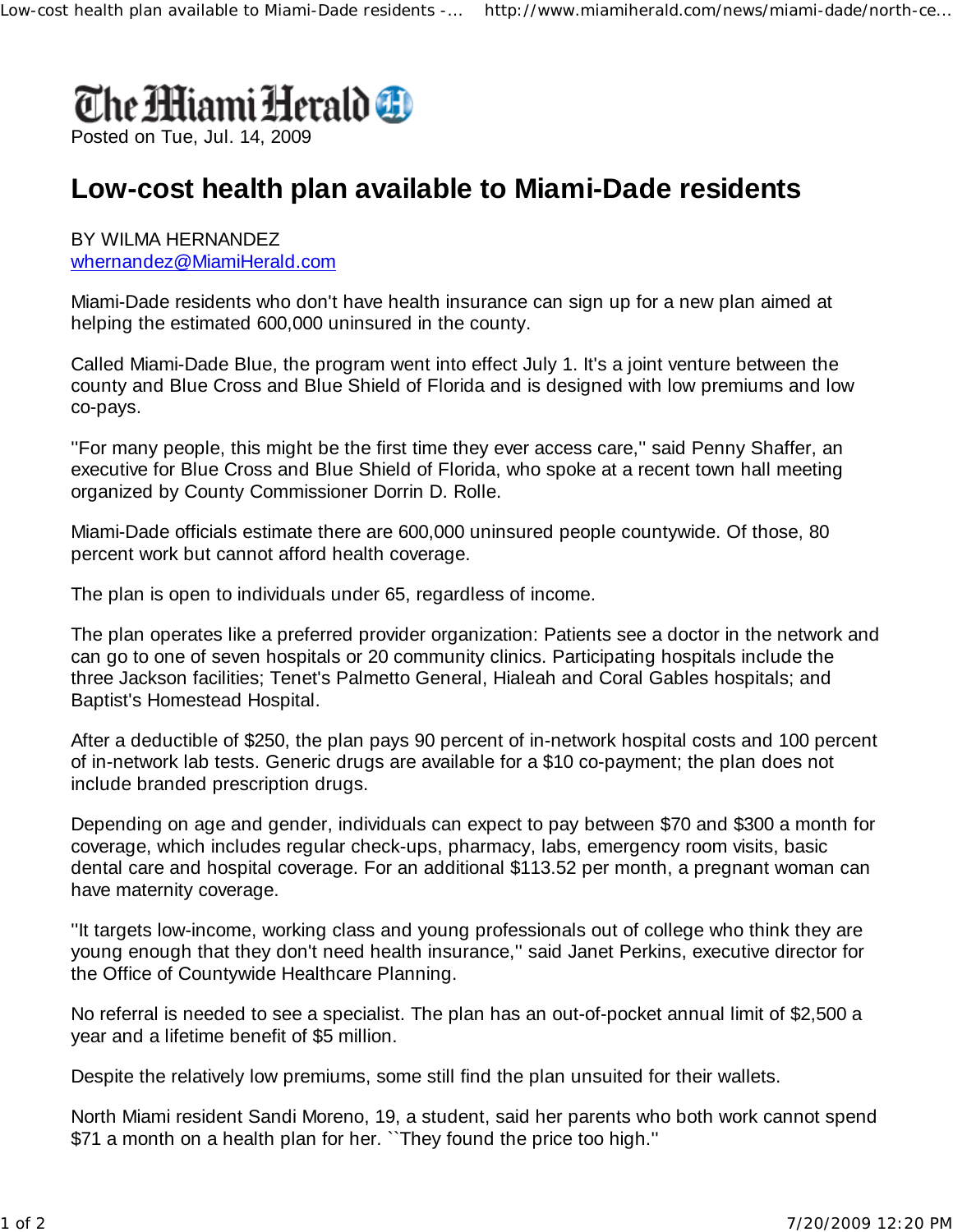The Miami Herald

Posted on Tue, Jul. 14, 2009

# Low-cost health plan available to Miami-Dade residents

BY WILMA HERNANDEZ
whernandez@MiamiHerald.com

Miami-Dade residents who don't have health insurance can sign up for a new plan aimed at helping the estimated 600,000 uninsured in the county.

Called Miami-Dade Blue, the program went into effect July 1. It's a joint venture between the county and Blue Cross and Blue Shield of Florida and is designed with low premiums and low co-pays.

''For many people, this might be the first time they ever access care,'' said Penny Shaffer, an executive for Blue Cross and Blue Shield of Florida, who spoke at a recent town hall meeting organized by County Commissioner Dorrin D. Rolle.

Miami-Dade officials estimate there are 600,000 uninsured people countywide. Of those, 80 percent work but cannot afford health coverage.

The plan is open to individuals under 65, regardless of income.

The plan operates like a preferred provider organization: Patients see a doctor in the network and can go to one of seven hospitals or 20 community clinics. Participating hospitals include the three Jackson facilities; Tenet's Palmetto General, Hialeah and Coral Gables hospitals; and Baptist's Homestead Hospital.

After a deductible of $250, the plan pays 90 percent of in-network hospital costs and 100 percent of in-network lab tests. Generic drugs are available for a $10 co-payment; the plan does not include branded prescription drugs.

Depending on age and gender, individuals can expect to pay between $70 and $300 a month for coverage, which includes regular check-ups, pharmacy, labs, emergency room visits, basic dental care and hospital coverage. For an additional $113.52 per month, a pregnant woman can have maternity coverage.

''It targets low-income, working class and young professionals out of college who think they are young enough that they don't need health insurance,'' said Janet Perkins, executive director for the Office of Countywide Healthcare Planning.

No referral is needed to see a specialist. The plan has an out-of-pocket annual limit of $2,500 a year and a lifetime benefit of $5 million.

Despite the relatively low premiums, some still find the plan unsuited for their wallets.

North Miami resident Sandi Moreno, 19, a student, said her parents who both work cannot spend $71 a month on a health plan for her. ``They found the price too high.''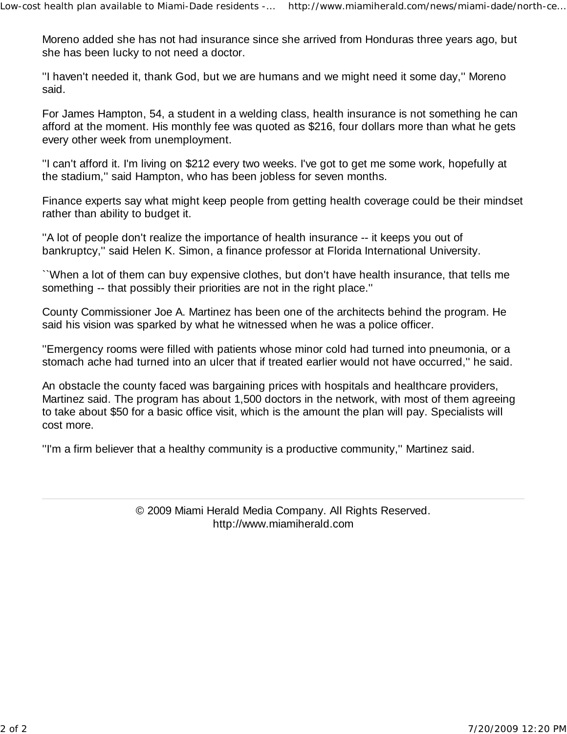Moreno added she has not had insurance since she arrived from Honduras three years ago, but she has been lucky to not need a doctor.

''I haven't needed it, thank God, but we are humans and we might need it some day,'' Moreno said.

For James Hampton, 54, a student in a welding class, health insurance is not something he can afford at the moment. His monthly fee was quoted as $216, four dollars more than what he gets every other week from unemployment.

''I can't afford it. I'm living on $212 every two weeks. I've got to get me some work, hopefully at the stadium,'' said Hampton, who has been jobless for seven months.

Finance experts say what might keep people from getting health coverage could be their mindset rather than ability to budget it.

''A lot of people don't realize the importance of health insurance -- it keeps you out of bankruptcy,'' said Helen K. Simon, a finance professor at Florida International University.

``When a lot of them can buy expensive clothes, but don't have health insurance, that tells me something -- that possibly their priorities are not in the right place.''

County Commissioner Joe A. Martinez has been one of the architects behind the program. He said his vision was sparked by what he witnessed when he was a police officer.

''Emergency rooms were filled with patients whose minor cold had turned into pneumonia, or a stomach ache had turned into an ulcer that if treated earlier would not have occurred,'' he said.

An obstacle the county faced was bargaining prices with hospitals and healthcare providers, Martinez said. The program has about 1,500 doctors in the network, with most of them agreeing to take about $50 for a basic office visit, which is the amount the plan will pay. Specialists will cost more.

''I'm a firm believer that a healthy community is a productive community,'' Martinez said.

---

© 2009 Miami Herald Media Company. All Rights Reserved.
http://www.miamiherald.com